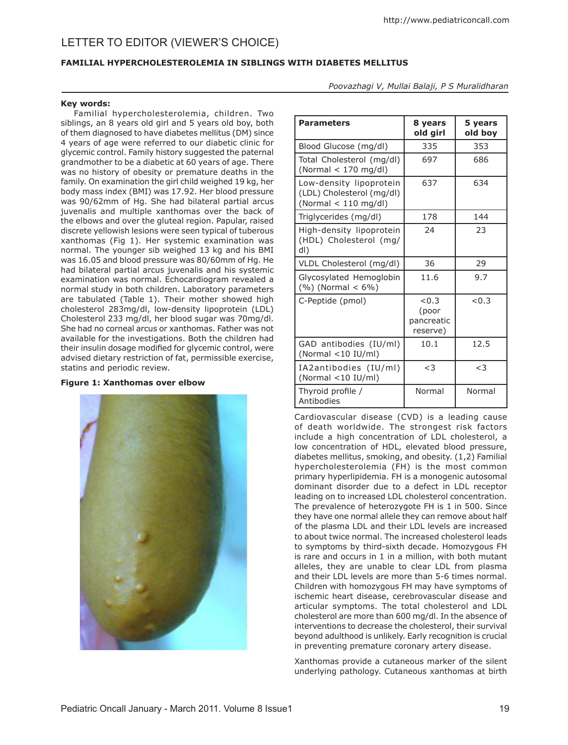LETTER TO EDITOR (VIEWER'S CHOICE)

# FAMILIAL HYPERCHOLESTEROLEMIA IN SIBLINGS WITH DIABETES MELLITUS

*Poovazhagi V, Mullai Balaji, P S Muralidharan*

**Key words:** Familial hypercholesterolemia, children. Two siblings, an 8 years old girl and 5 years old boy, both of them diagnosed to have diabetes mellitus (DM) since 4 years of age were referred to our diabetic clinic for glycemic control. Family history suggested the paternal grandmother to be a diabetic at 60 years of age. There was no history of obesity or premature deaths in the family. On examination the girl child weighed 19 kg, her body mass index (BMI) was 17.92. Her blood pressure was 90/62mm of Hg. She had bilateral partial arcus juvenalis and multiple xanthomas over the back of the elbows and over the gluteal region. Papular, raised discrete yellowish lesions were seen typical of tuberous xanthomas (Fig 1). Her systemic examination was normal. The younger sib weighed 13 kg and his BMI was 16.05 and blood pressure was 80/60mm of Hg. He had bilateral partial arcus juvenalis and his systemic examination was normal. Echocardiogram revealed a normal study in both children. Laboratory parameters are tabulated (Table 1). Their mother showed high cholesterol 283mg/dl, low-density lipoprotein (LDL) Cholesterol 233 mg/dl, her blood sugar was 70mg/dl. She had no corneal arcus or xanthomas. Father was not available for the investigations. Both the children had their insulin dosage modified for glycemic control, were advised dietary restriction of fat, permissible exercise, statins and periodic review.

**Figure 1: Xanthomas over elbow**

| Parameters | 8 years old girl | 5 years old boy |
|---|---|---|
| Blood Glucose (mg/dl) | 335 | 353 |
| Total Cholesterol (mg/dl) (Normal < 170 mg/dl) | 697 | 686 |
| Low-density lipoprotein (LDL) Cholesterol (mg/dl) (Normal < 110 mg/dl) | 637 | 634 |
| Triglycerides (mg/dl) | 178 | 144 |
| High-density lipoprotein (HDL) Cholesterol (mg/dl) | 24 | 23 |
| VLDL Cholesterol (mg/dl) | 36 | 29 |
| Glycosylated Hemoglobin (%) (Normal < 6%) | 11.6 | 9.7 |
| C-Peptide (pmol) | <0.3 (poor pancreatic reserve) | <0.3 |
| GAD antibodies (IU/ml) (Normal <10 IU/ml) | 10.1 | 12.5 |
| IA2antibodies (IU/ml) (Normal <10 IU/ml) | <3 | <3 |
| Thyroid profile / Antibodies | Normal | Normal |

Cardiovascular disease (CVD) is a leading cause of death worldwide. The strongest risk factors include a high concentration of LDL cholesterol, a low concentration of HDL, elevated blood pressure, diabetes mellitus, smoking, and obesity. (1,2) Familial hypercholesterolemia (FH) is the most common primary hyperlipidemia. FH is a monogenic autosomal dominant disorder due to a defect in LDL receptor leading on to increased LDL cholesterol concentration. The prevalence of heterozygote FH is 1 in 500. Since they have one normal allele they can remove about half of the plasma LDL and their LDL levels are increased to about twice normal. The increased cholesterol leads to symptoms by third-sixth decade. Homozygous FH is rare and occurs in 1 in a million, with both mutant alleles, they are unable to clear LDL from plasma and their LDL levels are more than 5-6 times normal. Children with homozygous FH may have symptoms of ischemic heart disease, cerebrovascular disease and articular symptoms. The total cholesterol and LDL cholesterol are more than 600 mg/dl. In the absence of interventions to decrease the cholesterol, their survival beyond adulthood is unlikely. Early recognition is crucial in preventing premature coronary artery disease.

Xanthomas provide a cutaneous marker of the silent underlying pathology. Cutaneous xanthomas at birth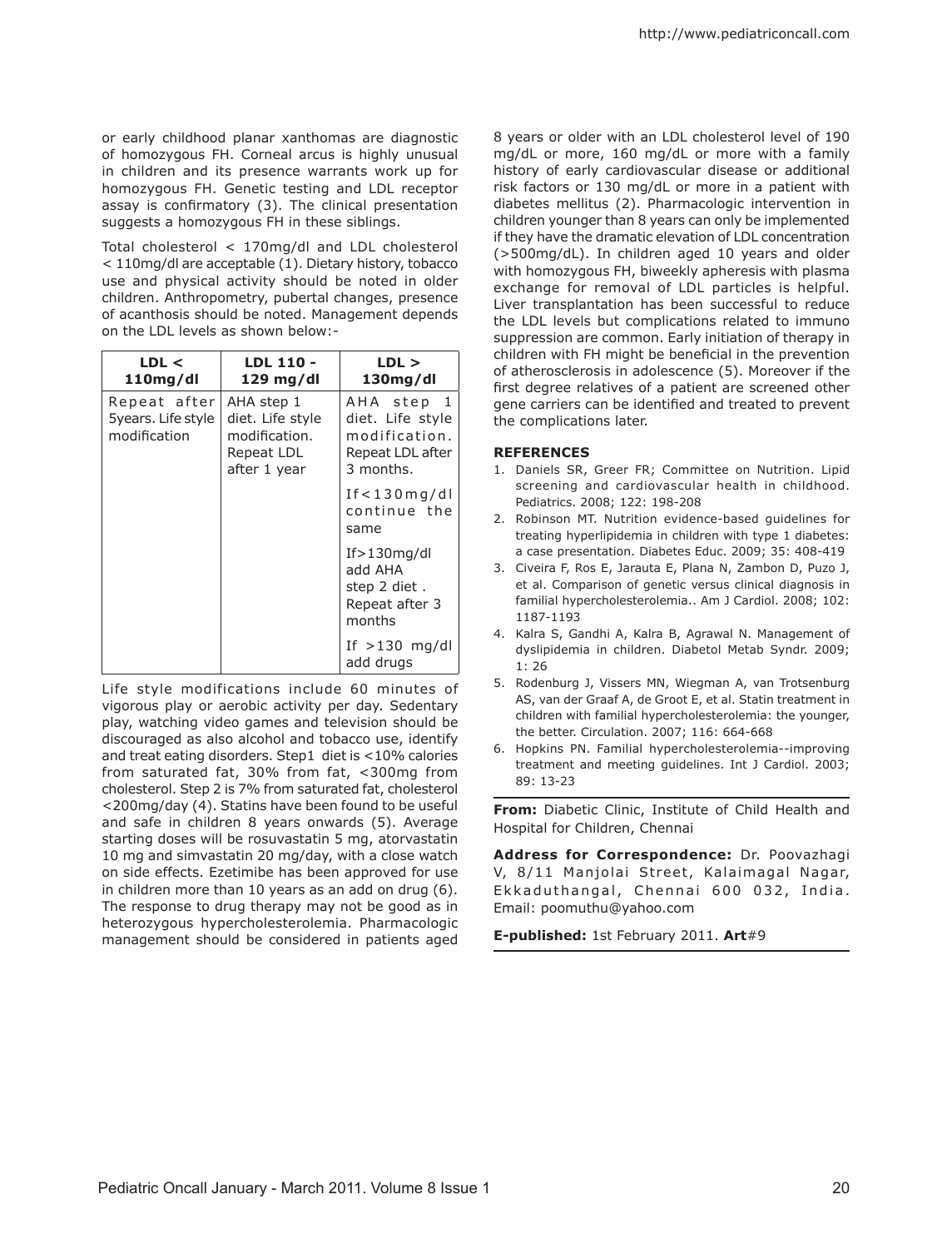or early childhood planar xanthomas are diagnostic of homozygous FH. Corneal arcus is highly unusual in children and its presence warrants work up for homozygous FH. Genetic testing and LDL receptor assay is confirmatory (3). The clinical presentation suggests a homozygous FH in these siblings.

Total cholesterol < 170mg/dl and LDL cholesterol < 110mg/dl are acceptable (1). Dietary history, tobacco use and physical activity should be noted in older children. Anthropometry, pubertal changes, presence of acanthosis should be noted. Management depends on the LDL levels as shown below:-

| LDL < 110mg/dl | LDL 110 - 129 mg/dl | LDL > 130mg/dl |
|---|---|---|
| Repeat after 5years. Life style modification | AHA step 1 diet. Life style modification. Repeat LDL after 1 year | AHA step 1 diet. Life style modification. Repeat LDL after 3 months. |
| | | If < 130mg/dl continue the same |
| | | If>130mg/dl add AHA step 2 diet . Repeat after 3 months |
| | | If >130 mg/dl add drugs |

Life style modifications include 60 minutes of vigorous play or aerobic activity per day. Sedentary play, watching video games and television should be discouraged as also alcohol and tobacco use, identify and treat eating disorders. Step1 diet is <10% calories from saturated fat, 30% from fat, <300mg from cholesterol. Step 2 is 7% from saturated fat, cholesterol <200mg/day (4). Statins have been found to be useful and safe in children 8 years onwards (5). Average starting doses will be rosuvastatin 5 mg, atorvastatin 10 mg and simvastatin 20 mg/day, with a close watch on side effects. Ezetimibe has been approved for use in children more than 10 years as an add on drug (6). The response to drug therapy may not be good as in heterozygous hypercholesterolemia. Pharmacologic management should be considered in patients aged 8 years or older with an LDL cholesterol level of 190 mg/dL or more, 160 mg/dL or more with a family history of early cardiovascular disease or additional risk factors or 130 mg/dL or more in a patient with diabetes mellitus (2). Pharmacologic intervention in children younger than 8 years can only be implemented if they have the dramatic elevation of LDL concentration (>500mg/dL). In children aged 10 years and older with homozygous FH, biweekly apheresis with plasma exchange for removal of LDL particles is helpful. Liver transplantation has been successful to reduce the LDL levels but complications related to immuno suppression are common. Early initiation of therapy in children with FH might be beneficial in the prevention of atherosclerosis in adolescence (5). Moreover if the first degree relatives of a patient are screened other gene carriers can be identified and treated to prevent the complications later.

## REFERENCES

1. Daniels SR, Greer FR; Committee on Nutrition. Lipid screening and cardiovascular health in childhood. Pediatrics. 2008; 122: 198-208
2. Robinson MT. Nutrition evidence-based guidelines for treating hyperlipidemia in children with type 1 diabetes: a case presentation. Diabetes Educ. 2009; 35: 408-419
3. Civeira F, Ros E, Jarauta E, Plana N, Zambon D, Puzo J, et al. Comparison of genetic versus clinical diagnosis in familial hypercholesterolemia.. Am J Cardiol. 2008; 102: 1187-1193
4. Kalra S, Gandhi A, Kalra B, Agrawal N. Management of dyslipidemia in children. Diabetol Metab Syndr. 2009; 1: 26
5. Rodenburg J, Vissers MN, Wiegman A, van Trotsenburg AS, van der Graaf A, de Groot E, et al. Statin treatment in children with familial hypercholesterolemia: the younger, the better. Circulation. 2007; 116: 664-668
6. Hopkins PN. Familial hypercholesterolemia--improving treatment and meeting guidelines. Int J Cardiol. 2003; 89: 13-23

**From:** Diabetic Clinic, Institute of Child Health and Hospital for Children, Chennai

**Address for Correspondence:** Dr. Poovazhagi V, 8/11 Manjolai Street, Kalaimagal Nagar, Ekkaduthangal, Chennai 600 032, India. Email: poomuthu@yahoo.com

**E-published:** 1st February 2011. **Art**#9